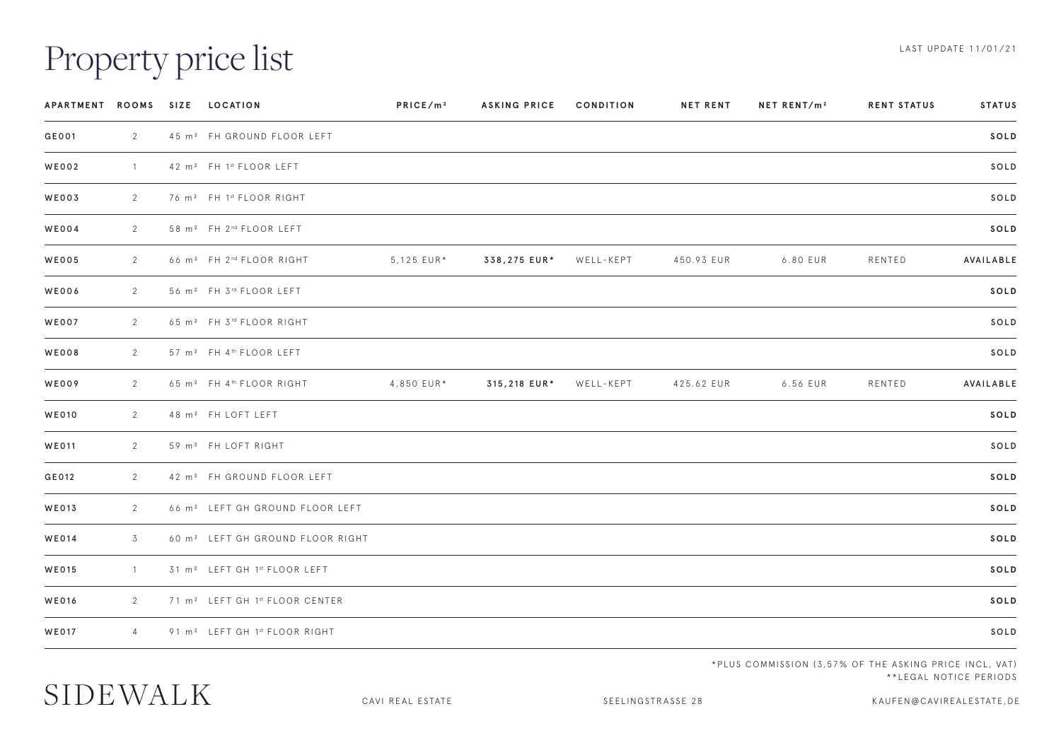# Property price list

LAST UPDATE 11/01/21

| APARTMENT | ROOMS | SIZE | LOCATION | PRICE/m² | ASKING PRICE | CONDITION | NET RENT | NET RENT/m² | RENT STATUS | STATUS |
|---|---|---|---|---|---|---|---|---|---|---|
| GE001 | 2 | 45 m² | FH GROUND FLOOR LEFT | | | | | | | SOLD |
| WE002 | 1 | 42 m² | FH 1st FLOOR LEFT | | | | | | | SOLD |
| WE003 | 2 | 76 m² | FH 1st FLOOR RIGHT | | | | | | | SOLD |
| WE004 | 2 | 58 m² | FH 2nd FLOOR LEFT | | | | | | | SOLD |
| WE005 | 2 | 66 m² | FH 2nd FLOOR RIGHT | 5,125 EUR* | **338,275 EUR*** | WELL-KEPT | 450.93 EUR | 6.80 EUR | RENTED | AVAILABLE |
| WE006 | 2 | 56 m² | FH 3rd FLOOR LEFT | | | | | | | SOLD |
| WE007 | 2 | 65 m² | FH 3rd FLOOR RIGHT | | | | | | | SOLD |
| WE008 | 2 | 57 m² | FH 4th FLOOR LEFT | | | | | | | SOLD |
| WE009 | 2 | 65 m² | FH 4th FLOOR RIGHT | 4,850 EUR* | **315,218 EUR*** | WELL-KEPT | 425.62 EUR | 6.56 EUR | RENTED | AVAILABLE |
| WE010 | 2 | 48 m² | FH LOFT LEFT | | | | | | | SOLD |
| WE011 | 2 | 59 m² | FH LOFT RIGHT | | | | | | | SOLD |
| GE012 | 2 | 42 m² | FH GROUND FLOOR LEFT | | | | | | | SOLD |
| WE013 | 2 | 66 m² | LEFT GH GROUND FLOOR LEFT | | | | | | | SOLD |
| WE014 | 3 | 60 m² | LEFT GH GROUND FLOOR RIGHT | | | | | | | SOLD |
| WE015 | 1 | 31 m² | LEFT GH 1st FLOOR LEFT | | | | | | | SOLD |
| WE016 | 2 | 71 m² | LEFT GH 1st FLOOR CENTER | | | | | | | SOLD |
| WE017 | 4 | 91 m² | LEFT GH 1st FLOOR RIGHT | | | | | | | SOLD |

*PLUS COMMISSION (3,57% OF THE ASKING PRICE INCL, VAT)
**LEGAL NOTICE PERIODS

SIDEWALK

CAVI REAL ESTATE SEELINGSTRASSE 28 KAUFEN@CAVIREALESTATE,DE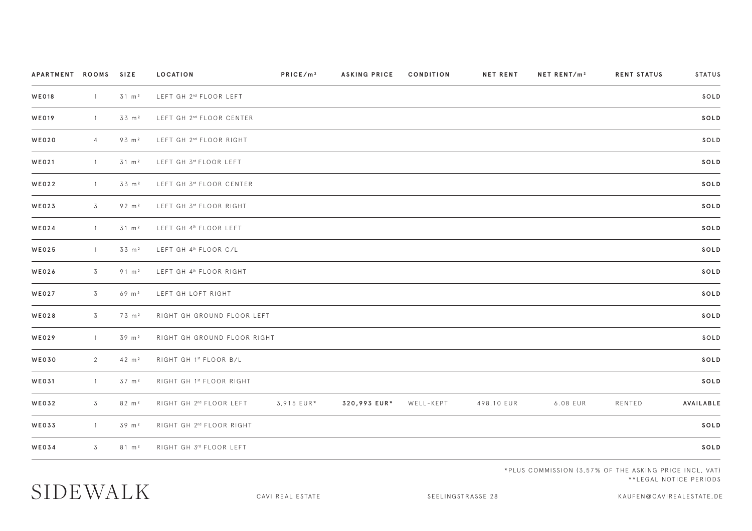| APARTMENT | ROOMS | SIZE | LOCATION | PRICE/m² | ASKING PRICE | CONDITION | NET RENT | NET RENT/m² | RENT STATUS | STATUS |
|---|---|---|---|---|---|---|---|---|---|---|
| **WE018** | 1 | 31 m² | LEFT GH 2nd FLOOR LEFT | | | | | | | **SOLD** |
| **WE019** | 1 | 33 m² | LEFT GH 2nd FLOOR CENTER | | | | | | | **SOLD** |
| **WE020** | 4 | 93 m² | LEFT GH 2nd FLOOR RIGHT | | | | | | | SOLD |
| **WE021** | 1 | 31 m² | LEFT GH 3rd FLOOR LEFT | | | | | | | **SOLD** |
| **WE022** | 1 | 33 m² | LEFT GH 3rd FLOOR CENTER | | | | | | | **SOLD** |
| **WE023** | 3 | 92 m² | LEFT GH 3rd FLOOR RIGHT | | | | | | | **SOLD** |
| **WE024** | 1 | 31 m² | LEFT GH 4th FLOOR LEFT | | | | | | | **SOLD** |
| **WE025** | 1 | 33 m² | LEFT GH 4th FLOOR C/L | | | | | | | **SOLD** |
| **WE026** | 3 | 91 m² | LEFT GH 4th FLOOR RIGHT | | | | | | | **SOLD** |
| **WE027** | 3 | 69 m² | LEFT GH LOFT RIGHT | | | | | | | **SOLD** |
| **WE028** | 3 | 73 m² | RIGHT GH GROUND FLOOR LEFT | | | | | | | **SOLD** |
| **WE029** | 1 | 39 m² | RIGHT GH GROUND FLOOR RIGHT | | | | | | | SOLD |
| **WE030** | 2 | 42 m² | RIGHT GH 1st FLOOR B/L | | | | | | | **SOLD** |
| **WE031** | 1 | 37 m² | RIGHT GH 1st FLOOR RIGHT | | | | | | | SOLD |
| **WE032** | 3 | 82 m² | RIGHT GH 2nd FLOOR LEFT | 3,915 EUR* | **320,993 EUR*** | WELL-KEPT | 498.10 EUR | 6.08 EUR | RENTED | **AVAILABLE** |
| **WE033** | 1 | 39 m² | RIGHT GH 2nd FLOOR RIGHT | | | | | | | **SOLD** |
| **WE034** | 3 | 81 m² | RIGHT GH 3rd FLOOR LEFT | | | | | | | **SOLD** |

*PLUS COMMISSION (3,57% OF THE ASKING PRICE INCL. VAT)
**LEGAL NOTICE PERIODS

SIDEWALK

CAVI REAL ESTATE SEELINGSTRASSE 28 KAUFEN@CAVIREALESTATE.DE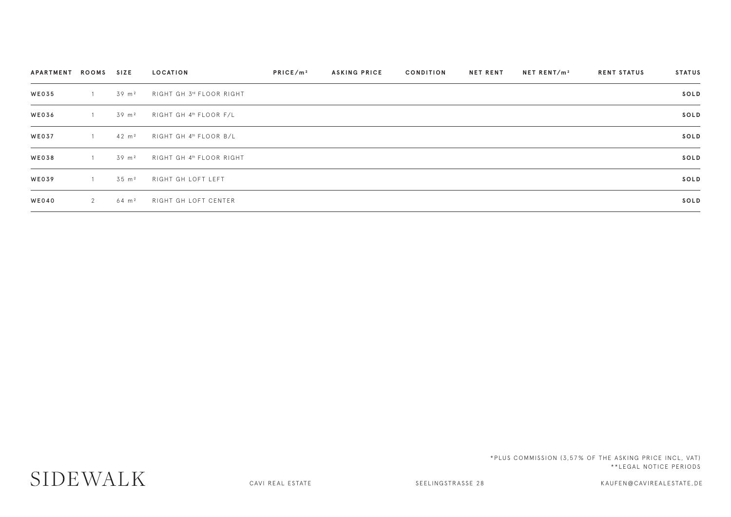| APARTMENT | ROOMS | SIZE | LOCATION | PRICE/m² | ASKING PRICE | CONDITION | NET RENT | NET RENT/m² | RENT STATUS | STATUS |
|---|---|---|---|---|---|---|---|---|---|---|
| **WE035** | 1 | 39 m² | RIGHT GH 3rd FLOOR RIGHT | | | | | | | **SOLD** |
| **WE036** | 1 | 39 m² | RIGHT GH 4th FLOOR F/L | | | | | | | **SOLD** |
| **WE037** | 1 | 42 m² | RIGHT GH 4th FLOOR B/L | | | | | | | **SOLD** |
| **WE038** | 1 | 39 m² | RIGHT GH 4th FLOOR RIGHT | | | | | | | **SOLD** |
| **WE039** | 1 | 35 m² | RIGHT GH LOFT LEFT | | | | | | | **SOLD** |
| **WE040** | 2 | 64 m² | RIGHT GH LOFT CENTER | | | | | | | **SOLD** |

*PLUS COMMISSION (3,57% OF THE ASKING PRICE INCL, VAT)
**LEGAL NOTICE PERIODS

SIDEWALK

CAVI REAL ESTATE

SEELINGSTRASSE 28

KAUFEN@CAVIREALESTATE.DE